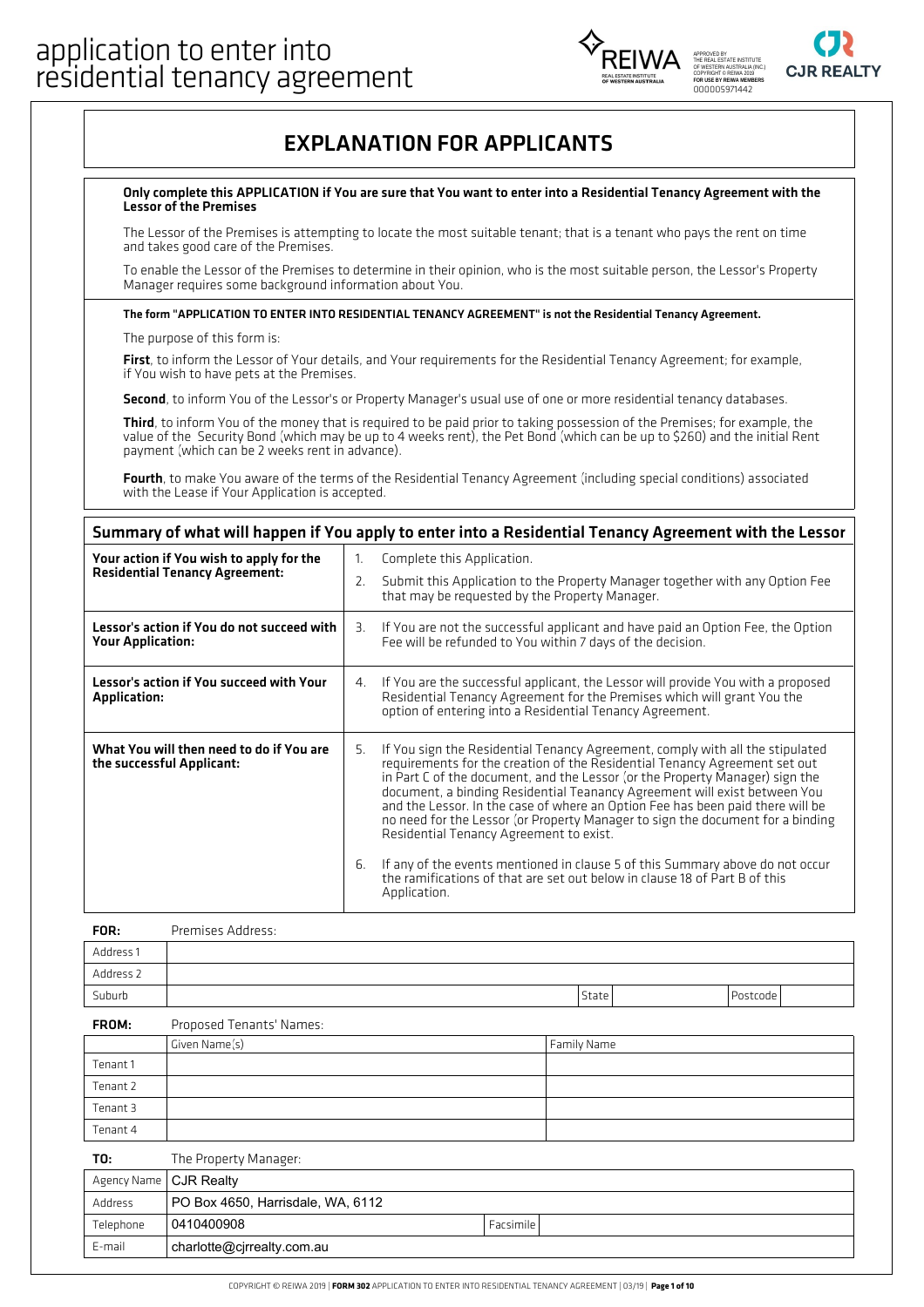# application to enter into residential tenancy agreement

APPROVED BY THE REAL ESTATE INSTITUTE OF WESTERN AUSTRALIA (INC.) COPYRIGHT © REIWA 2019 FOR USE BY REIWA MEMBERS 000005971442

REIWA — REAL ESTATE INSTITUTE OF WESTERN AUSTRALIA

CJR REALTY

## EXPLANATION FOR APPLICANTS

**Only complete this APPLICATION if You are sure that You want to enter into a Residential Tenancy Agreement with the Lessor of the Premises**

The Lessor of the Premises is attempting to locate the most suitable tenant; that is a tenant who pays the rent on time and takes good care of the Premises.

To enable the Lessor of the Premises to determine in their opinion, who is the most suitable person, the Lessor's Property Manager requires some background information about You.

**The form "APPLICATION TO ENTER INTO RESIDENTIAL TENANCY AGREEMENT" is not the Residential Tenancy Agreement.**

The purpose of this form is:

**First**, to inform the Lessor of Your details, and Your requirements for the Residential Tenancy Agreement; for example, if You wish to have pets at the Premises.

**Second**, to inform You of the Lessor's or Property Manager's usual use of one or more residential tenancy databases.

**Third**, to inform You of the money that is required to be paid prior to taking possession of the Premises; for example, the value of the Security Bond (which may be up to 4 weeks rent), the Pet Bond (which can be up to $260) and the initial Rent payment (which can be 2 weeks rent in advance).

**Fourth**, to make You aware of the terms of the Residential Tenancy Agreement (including special conditions) associated with the Lease if Your Application is accepted.

## Summary of what will happen if You apply to enter into a Residential Tenancy Agreement with the Lessor

| | |
|---|---|
| **Your action if You wish to apply for the Residential Tenancy Agreement:** | 1. Complete this Application.<br>2. Submit this Application to the Property Manager together with any Option Fee that may be requested by the Property Manager. |
| **Lessor's action if You do not succeed with Your Application:** | 3. If You are not the successful applicant and have paid an Option Fee, the Option Fee will be refunded to You within 7 days of the decision. |
| **Lessor's action if You succeed with Your Application:** | 4. If You are the successful applicant, the Lessor will provide You with a proposed Residential Tenancy Agreement for the Premises which will grant You the option of entering into a Residential Tenancy Agreement. |
| **What You will then need to do if You are the successful Applicant:** | 5. If You sign the Residential Tenancy Agreement, comply with all the stipulated requirements for the creation of the Residential Tenancy Agreement set out in Part C of the document, and the Lessor (or the Property Manager) sign the document, a binding Residential Teanancy Agreement will exist between You and the Lessor. In the case of where an Option Fee has been paid there will be no need for the Lessor (or Property Manager to sign the document for a binding Residential Tenancy Agreement to exist.<br>6. If any of the events mentioned in clause 5 of this Summary above do not occur the ramifications of that are set out below in clause 18 of Part B of this Application. |

**FOR:** Premises Address:

| | | | | | |
|---|---|---|---|---|---|
| Address 1 | | | | | |
| Address 2 | | | | | |
| Suburb | | State | | Postcode | |

**FROM:** Proposed Tenants' Names:

| | Given Name(s) | Family Name |
|---|---|---|
| Tenant 1 | | |
| Tenant 2 | | |
| Tenant 3 | | |
| Tenant 4 | | |

**TO:** The Property Manager:

| | | | |
|---|---|---|---|
| Agency Name | CJR Realty | | |
| Address | PO Box 4650, Harrisdale, WA, 6112 | | |
| Telephone | 0410400908 | Facsimile | |
| E-mail | charlotte@cjrrealty.com.au | | |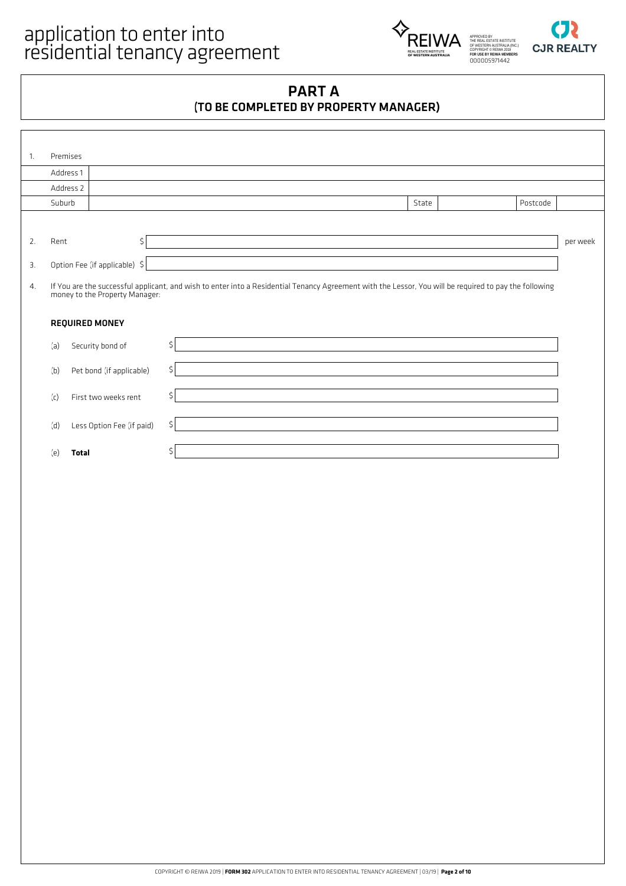# application to enter into residential tenancy agreement

APPROVED BY THE REAL ESTATE INSTITUTE OF WESTERN AUSTRALIA (INC.) COPYRIGHT © REIWA 2019 FOR USE BY REIWA MEMBERS 000005971442

REIWA REAL ESTATE INSTITUTE OF WESTERN AUSTRALIA

CJR REALTY

## PART A
## (TO BE COMPLETED BY PROPERTY MANAGER)

1. Premises

| | | | | | |
|---|---|---|---|---|---|
| Address 1 | | | | | |
| Address 2 | | | | | |
| Suburb | | State | | Postcode | |

2. Rent $ ______ per week

3. Option Fee (if applicable) $ ______

4. If You are the successful applicant, and wish to enter into a Residential Tenancy Agreement with the Lessor, You will be required to pay the following money to the Property Manager:

**REQUIRED MONEY**

(a) Security bond of $ ______

(b) Pet bond (if applicable) $ ______

(c) First two weeks rent $ ______

(d) Less Option Fee (if paid) $ ______

(e) **Total** $ ______

COPYRIGHT © REIWA 2019 | **FORM 302** APPLICATION TO ENTER INTO RESIDENTIAL TENANCY AGREEMENT | 03/19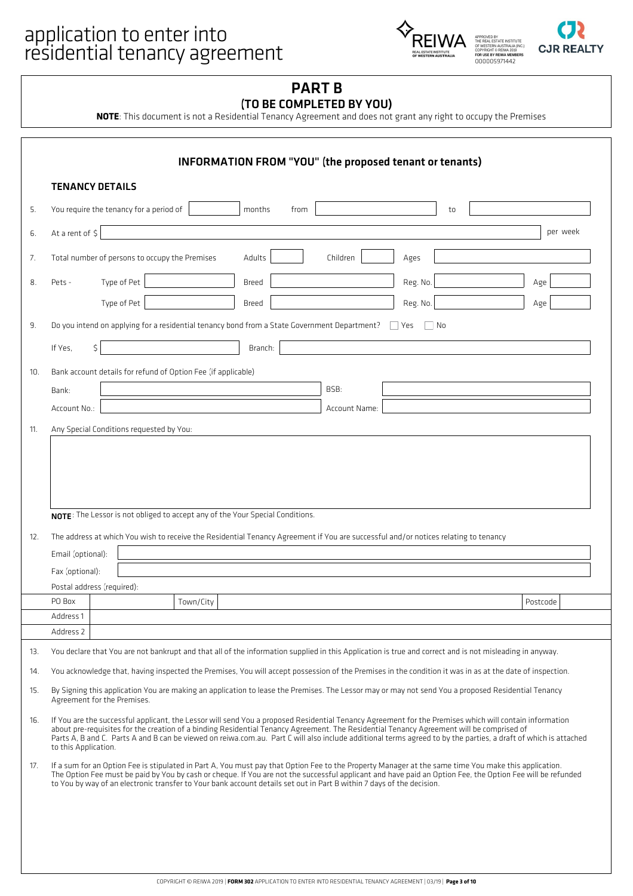# application to enter into residential tenancy agreement

APPROVED BY THE REAL ESTATE INSTITUTE OF WESTERN AUSTRALIA (INC.) COPYRIGHT © REIWA 2019 FOR USE BY REIWA MEMBERS 000005971442

## PART B
### (TO BE COMPLETED BY YOU)

**NOTE**: This document is not a Residential Tenancy Agreement and does not grant any right to occupy the Premises

## INFORMATION FROM "YOU" (the proposed tenant or tenants)

### TENANCY DETAILS

5. You require the tenancy for a period of ______ months from ______ to ______

6. At a rent of $ ______ per week

7. Total number of persons to occupy the Premises Adults ______ Children ______ Ages ______

8. Pets - Type of Pet ______ Breed ______ Reg. No. ______ Age ______

   Type of Pet ______ Breed ______ Reg. No. ______ Age ______

9. Do you intend on applying for a residential tenancy bond from a State Government Department? ☐ Yes ☐ No

   If Yes, $ ______ Branch: ______

10. Bank account details for refund of Option Fee (if applicable)

    Bank: ______ BSB: ______

    Account No.: ______ Account Name: ______

11. Any Special Conditions requested by You:

    **NOTE**: The Lessor is not obliged to accept any of the Your Special Conditions.

12. The address at which You wish to receive the Residential Tenancy Agreement if You are successful and/or notices relating to tenancy

    Email (optional): ______

    Fax (optional): ______

    Postal address (required):

| PO Box | | Town/City | | Postcode | |
|---|---|---|---|---|---|
| Address 1 | | | | | |
| Address 2 | | | | | |

13. You declare that You are not bankrupt and that all of the information supplied in this Application is true and correct and is not misleading in anyway.

14. You acknowledge that, having inspected the Premises, You will accept possession of the Premises in the condition it was in as at the date of inspection.

15. By Signing this application You are making an application to lease the Premises. The Lessor may or may not send You a proposed Residential Tenancy Agreement for the Premises.

16. If You are the successful applicant, the Lessor will send You a proposed Residential Tenancy Agreement for the Premises which will contain information about pre-requisites for the creation of a binding Residential Tenancy Agreement. The Residential Tenancy Agreement will be comprised of Parts A, B and C. Parts A and B can be viewed on reiwa.com.au. Part C will also include additional terms agreed to by the parties, a draft of which is attached to this Application.

17. If a sum for an Option Fee is stipulated in Part A, You must pay that Option Fee to the Property Manager at the same time You make this application. The Option Fee must be paid by You by cash or cheque. If You are not the successful applicant and have paid an Option Fee, the Option Fee will be refunded to You by way of an electronic transfer to Your bank account details set out in Part B within 7 days of the decision.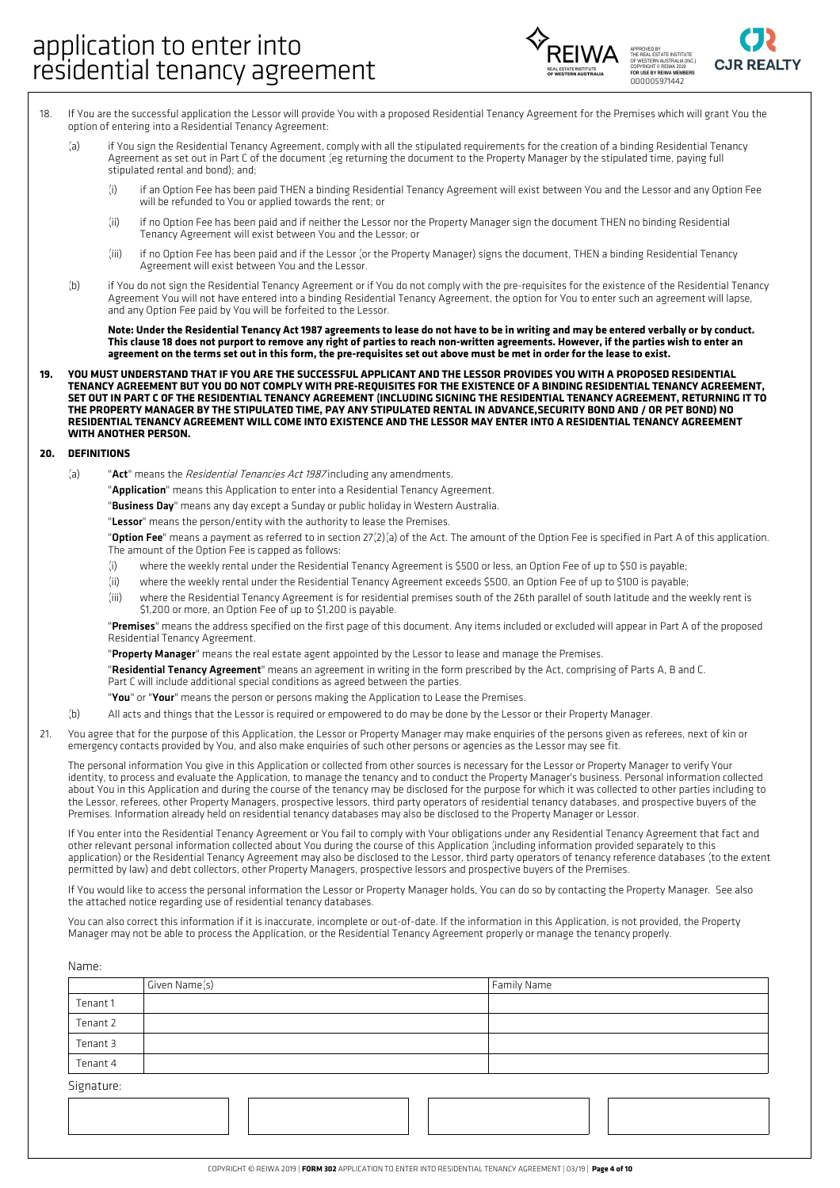18. If You are the successful application the Lessor will provide You with a proposed Residential Tenancy Agreement for the Premises which will grant You the option of entering into a Residential Tenancy Agreement:

    (a) if You sign the Residential Tenancy Agreement, comply with all the stipulated requirements for the creation of a binding Residential Tenancy Agreement as set out in Part C of the document (eg returning the document to the Property Manager by the stipulated time, paying full stipulated rental and bond); and;

    (i) if an Option Fee has been paid THEN a binding Residential Tenancy Agreement will exist between You and the Lessor and any Option Fee will be refunded to You or applied towards the rent; or

    (ii) if no Option Fee has been paid and if neither the Lessor nor the Property Manager sign the document THEN no binding Residential Tenancy Agreement will exist between You and the Lessor; or

    (iii) if no Option Fee has been paid and if the Lessor (or the Property Manager) signs the document, THEN a binding Residential Tenancy Agreement will exist between You and the Lessor.

    (b) if You do not sign the Residential Tenancy Agreement or if You do not comply with the pre-requisites for the existence of the Residential Tenancy Agreement You will not have entered into a binding Residential Tenancy Agreement, the option for You to enter such an agreement will lapse, and any Option Fee paid by You will be forfeited to the Lessor.

    **Note: Under the Residential Tenancy Act 1987 agreements to lease do not have to be in writing and may be entered verbally or by conduct. This clause 18 does not purport to remove any right of parties to reach non-written agreements. However, if the parties wish to enter an agreement on the terms set out in this form, the pre-requisites set out above must be met in order for the lease to exist.**

**19. YOU MUST UNDERSTAND THAT IF YOU ARE THE SUCCESSFUL APPLICANT AND THE LESSOR PROVIDES YOU WITH A PROPOSED RESIDENTIAL TENANCY AGREEMENT BUT YOU DO NOT COMPLY WITH PRE-REQUISITES FOR THE EXISTENCE OF A BINDING RESIDENTIAL TENANCY AGREEMENT, SET OUT IN PART C OF THE RESIDENTIAL TENANCY AGREEMENT (INCLUDING SIGNING THE RESIDENTIAL TENANCY AGREEMENT, RETURNING IT TO THE PROPERTY MANAGER BY THE STIPULATED TIME, PAY ANY STIPULATED RENTAL IN ADVANCE,SECURITY BOND AND / OR PET BOND) NO RESIDENTIAL TENANCY AGREEMENT WILL COME INTO EXISTENCE AND THE LESSOR MAY ENTER INTO A RESIDENTIAL TENANCY AGREEMENT WITH ANOTHER PERSON.**

**20. DEFINITIONS**

(a) "**Act**" means the *Residential Tenancies Act 1987* including any amendments.

"**Application**" means this Application to enter into a Residential Tenancy Agreement.

"**Business Day**" means any day except a Sunday or public holiday in Western Australia.

"**Lessor**" means the person/entity with the authority to lease the Premises.

"**Option Fee**" means a payment as referred to in section 27(2)(a) of the Act. The amount of the Option Fee is specified in Part A of this application. The amount of the Option Fee is capped as follows:

(i) where the weekly rental under the Residential Tenancy Agreement is $500 or less, an Option Fee of up to $50 is payable;

(ii) where the weekly rental under the Residential Tenancy Agreement exceeds $500, an Option Fee of up to $100 is payable;

(iii) where the Residential Tenancy Agreement is for residential premises south of the 26th parallel of south latitude and the weekly rent is $1,200 or more, an Option Fee of up to $1,200 is payable.

"**Premises**" means the address specified on the first page of this document. Any items included or excluded will appear in Part A of the proposed Residential Tenancy Agreement.

"**Property Manager**" means the real estate agent appointed by the Lessor to lease and manage the Premises.

"**Residential Tenancy Agreement**" means an agreement in writing in the form prescribed by the Act, comprising of Parts A, B and C. Part C will include additional special conditions as agreed between the parties.

"**You**" or "**Your**" means the person or persons making the Application to Lease the Premises.

(b) All acts and things that the Lessor is required or empowered to do may be done by the Lessor or their Property Manager.

21. You agree that for the purpose of this Application, the Lessor or Property Manager may make enquiries of the persons given as referees, next of kin or emergency contacts provided by You, and also make enquiries of such other persons or agencies as the Lessor may see fit.

The personal information You give in this Application or collected from other sources is necessary for the Lessor or Property Manager to verify Your identity, to process and evaluate the Application, to manage the tenancy and to conduct the Property Manager's business. Personal information collected about You in this Application and during the course of the tenancy may be disclosed for the purpose for which it was collected to other parties including to the Lessor, referees, other Property Managers, prospective lessors, third party operators of residential tenancy databases, and prospective buyers of the Premises. Information already held on residential tenancy databases may also be disclosed to the Property Manager or Lessor.

If You enter into the Residential Tenancy Agreement or You fail to comply with Your obligations under any Residential Tenancy Agreement that fact and other relevant personal information collected about You during the course of this Application (including information provided separately to this application) or the Residential Tenancy Agreement may also be disclosed to the Lessor, third party operators of tenancy reference databases (to the extent permitted by law) and debt collectors, other Property Managers, prospective lessors and prospective buyers of the Premises.

If You would like to access the personal information the Lessor or Property Manager holds, You can do so by contacting the Property Manager. See also the attached notice regarding use of residential tenancy databases.

You can also correct this information if it is inaccurate, incomplete or out-of-date. If the information in this Application, is not provided, the Property Manager may not be able to process the Application, or the Residential Tenancy Agreement properly or manage the tenancy properly.

Name:

| | Given Name(s) | Family Name |
|---|---|---|
| Tenant 1 | | |
| Tenant 2 | | |
| Tenant 3 | | |
| Tenant 4 | | |

Signature:

| | | | |
|---|---|---|---|
| | | | |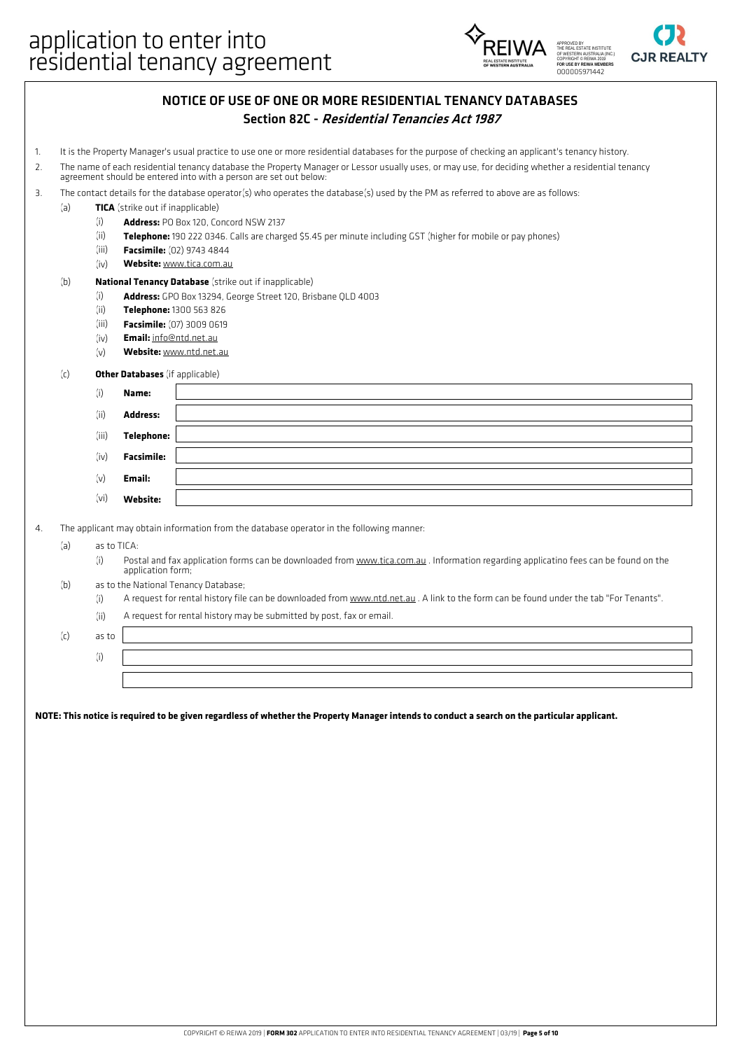# application to enter into residential tenancy agreement

## NOTICE OF USE OF ONE OR MORE RESIDENTIAL TENANCY DATABASES

### Section 82C - *Residential Tenancies Act 1987*

1. It is the Property Manager's usual practice to use one or more residential databases for the purpose of checking an applicant's tenancy history.
2. The name of each residential tenancy database the Property Manager or Lessor usually uses, or may use, for deciding whether a residential tenancy agreement should be entered into with a person are set out below:
3. The contact details for the database operator(s) who operates the database(s) used by the PM as referred to above are as follows:
   (a) **TICA** (strike out if inapplicable)
      (i) **Address:** PO Box 120, Concord NSW 2137
      (ii) **Telephone:** 190 222 0346. Calls are charged $5.45 per minute including GST (higher for mobile or pay phones)
      (iii) **Facsimile:** (02) 9743 4844
      (iv) **Website:** www.tica.com.au

   (b) **National Tenancy Database** (strike out if inapplicable)
      (i) **Address:** GPO Box 13294, George Street 120, Brisbane QLD 4003
      (ii) **Telephone:** 1300 563 826
      (iii) **Facsimile:** (07) 3009 0619
      (iv) **Email:** info@ntd.net.au
      (v) **Website:** www.ntd.net.au

   (c) **Other Databases** (if applicable)
      (i) **Name:**
      (ii) **Address:**
      (iii) **Telephone:**
      (iv) **Facsimile:**
      (v) **Email:**
      (vi) **Website:**

4. The applicant may obtain information from the database operator in the following manner:
   (a) as to TICA:
      (i) Postal and fax application forms can be downloaded from www.tica.com.au . Information regarding applicatino fees can be found on the application form;
   (b) as to the National Tenancy Database;
      (i) A request for rental history file can be downloaded from www.ntd.net.au . A link to the form can be found under the tab "For Tenants".
      (ii) A request for rental history may be submitted by post, fax or email.
   (c) as to
      (i)

**NOTE: This notice is required to be given regardless of whether the Property Manager intends to conduct a search on the particular applicant.**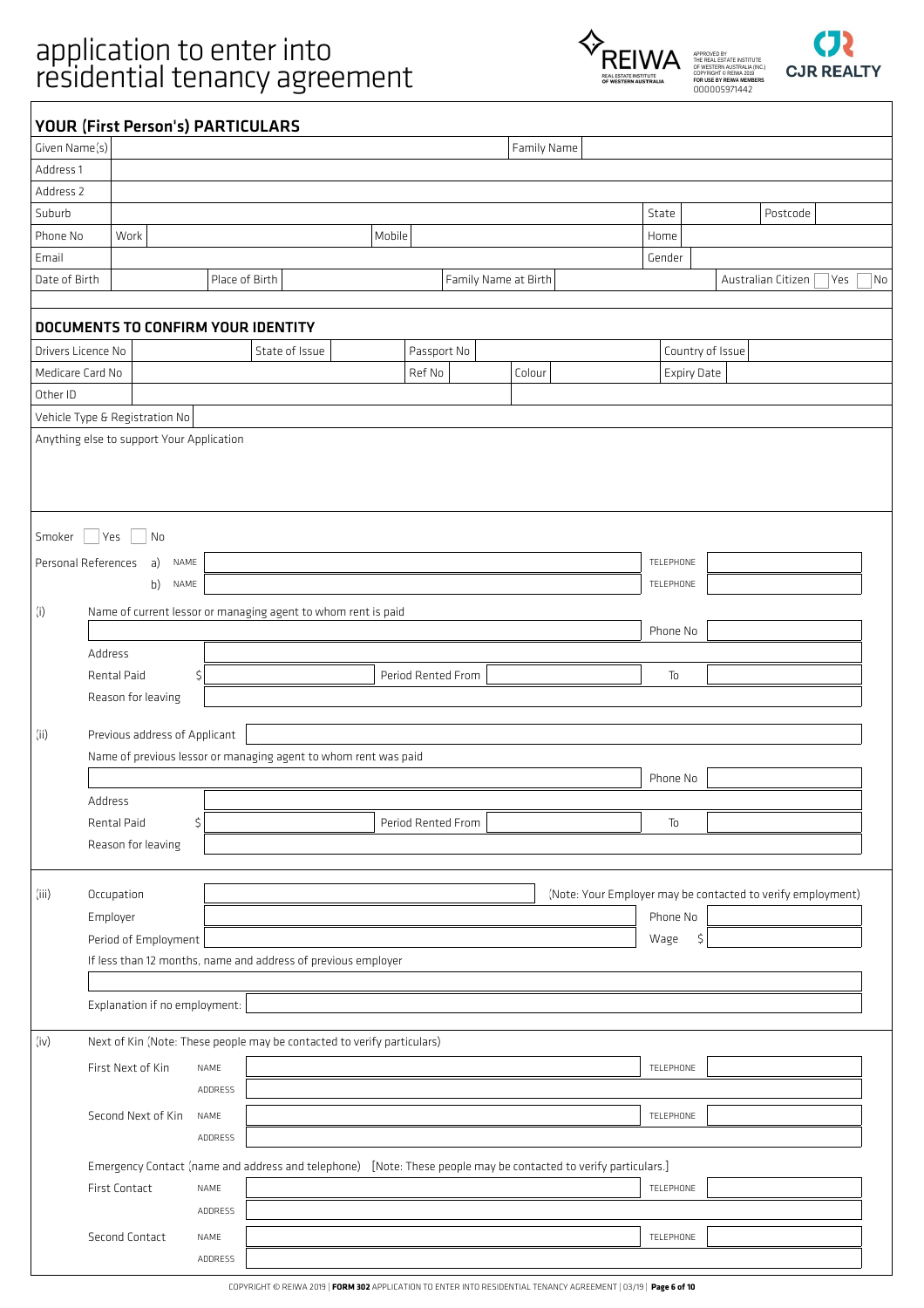# application to enter into residential tenancy agreement

APPROVED BY THE REAL ESTATE INSTITUTE OF WESTERN AUSTRALIA (INC.) COPYRIGHT © REIWA 2019 FOR USE BY REIWA MEMBERS 000005971442

REIWA REAL ESTATE INSTITUTE OF WESTERN AUSTRALIA

CJR REALTY

## YOUR (First Person's) PARTICULARS

| Given Name(s) | | Family Name | | | |
|---|---|---|---|---|---|
| Address 1 | | | | | |
| Address 2 | | | | | |
| Suburb | | State | | Postcode | |
| Phone No | Work | Mobile | | Home | |
| Email | | Gender | | | |
| Date of Birth | | Place of Birth | | Family Name at Birth | Australian Citizen ☐ Yes ☐ No |

## DOCUMENTS TO CONFIRM YOUR IDENTITY

| Drivers Licence No | | State of Issue | | Passport No | | Country of Issue | |
|---|---|---|---|---|---|---|---|
| Medicare Card No | | Ref No | | Colour | | Expiry Date | |
| Other ID | | | | | | | |
| Vehicle Type & Registration No | | | | | | | |

Anything else to support Your Application

Smoker ☐ Yes ☐ No

Personal References a) NAME ______ TELEPHONE ______

b) NAME ______ TELEPHONE ______

(i) Name of current lessor or managing agent to whom rent is paid

______ Phone No ______

Address ______

Rental Paid $ ______ Period Rented From ______ To ______

Reason for leaving ______

(ii) Previous address of Applicant ______

Name of previous lessor or managing agent to whom rent was paid

______ Phone No ______

Address ______

Rental Paid $ ______ Period Rented From ______ To ______

Reason for leaving ______

(iii) Occupation ______ (Note: Your Employer may be contacted to verify employment)

Employer ______ Phone No ______

Period of Employment ______ Wage $ ______

If less than 12 months, name and address of previous employer

______

Explanation if no employment: ______

(iv) Next of Kin (Note: These people may be contacted to verify particulars)

First Next of Kin NAME ______ TELEPHONE ______

ADDRESS ______

Second Next of Kin NAME ______ TELEPHONE ______

ADDRESS ______

Emergency Contact (name and address and telephone) [Note: These people may be contacted to verify particulars.]

First Contact NAME ______ TELEPHONE ______

ADDRESS ______

Second Contact NAME ______ TELEPHONE ______

ADDRESS ______

COPYRIGHT © REIWA 2019 | **FORM 302** APPLICATION TO ENTER INTO RESIDENTIAL TENANCY AGREEMENT | 03/19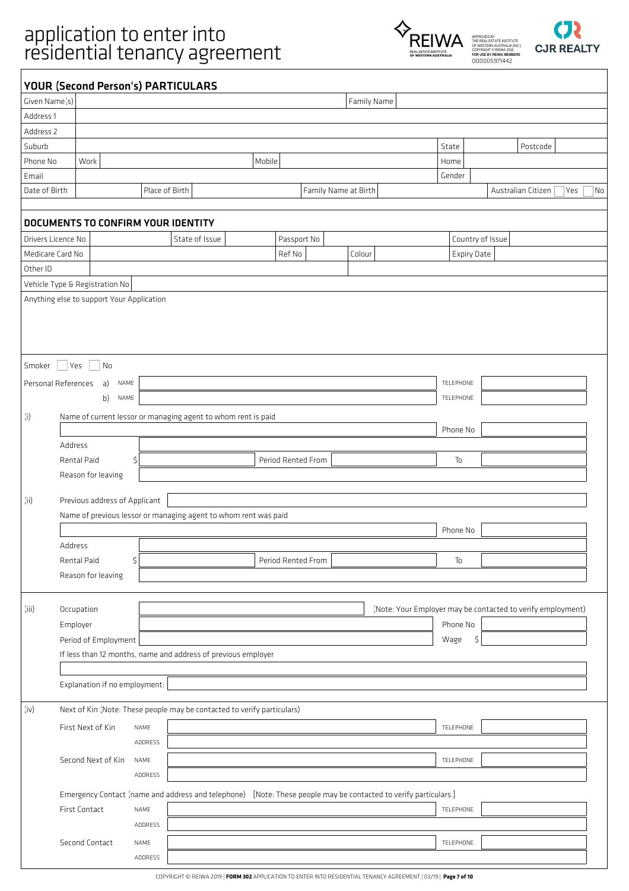# application to enter into residential tenancy agreement

APPROVED BY THE REAL ESTATE INSTITUTE OF WESTERN AUSTRALIA (INC.) COPYRIGHT © REIWA 2019 FOR USE BY REIWA MEMBERS 000005971442

## YOUR (Second Person's) PARTICULARS

| | | | | | | |
|---|---|---|---|---|---|---|
| Given Name(s) | | | Family Name | | | |
| Address 1 | | | | | | |
| Address 2 | | | | | | |
| Suburb | | | | State | Postcode | |
| Phone No | Work | Mobile | | Home | | |
| Email | | | | Gender | | |
| Date of Birth | | Place of Birth | Family Name at Birth | | Australian Citizen | Yes / No |

## DOCUMENTS TO CONFIRM YOUR IDENTITY

| | | | | | |
|---|---|---|---|---|---|
| Drivers Licence No | | State of Issue | | Passport No | Country of Issue |
| Medicare Card No | | Ref No | | Colour | Expiry Date |
| Other ID | | | | | |
| Vehicle Type & Registration No | | | | | |

Anything else to support Your Application

Smoker ☐ Yes ☐ No

Personal References
a) NAME _______________ TELEPHONE _______________
b) NAME _______________ TELEPHONE _______________

(i) Name of current lessor or managing agent to whom rent is paid

Phone No

Address

Rental Paid $ _______________ Period Rented From _______________ To _______________

Reason for leaving

(ii) Previous address of Applicant

Name of previous lessor or managing agent to whom rent was paid

Phone No

Address

Rental Paid $ _______________ Period Rented From _______________ To _______________

Reason for leaving

(iii) Occupation _______________ (Note: Your Employer may be contacted to verify employment)

Employer _______________ Phone No _______________

Period of Employment _______________ Wage $ _______________

If less than 12 months, name and address of previous employer

Explanation if no employment:

(iv) Next of Kin (Note: These people may be contacted to verify particulars)

First Next of Kin NAME _______________ TELEPHONE _______________
ADDRESS _______________

Second Next of Kin NAME _______________ TELEPHONE _______________
ADDRESS _______________

Emergency Contact (name and address and telephone) [Note: These people may be contacted to verify particulars.]

First Contact NAME _______________ TELEPHONE _______________
ADDRESS _______________

Second Contact NAME _______________ TELEPHONE _______________
ADDRESS _______________

COPYRIGHT © REIWA 2019 | **FORM 302** APPLICATION TO ENTER INTO RESIDENTIAL TENANCY AGREEMENT | 03/19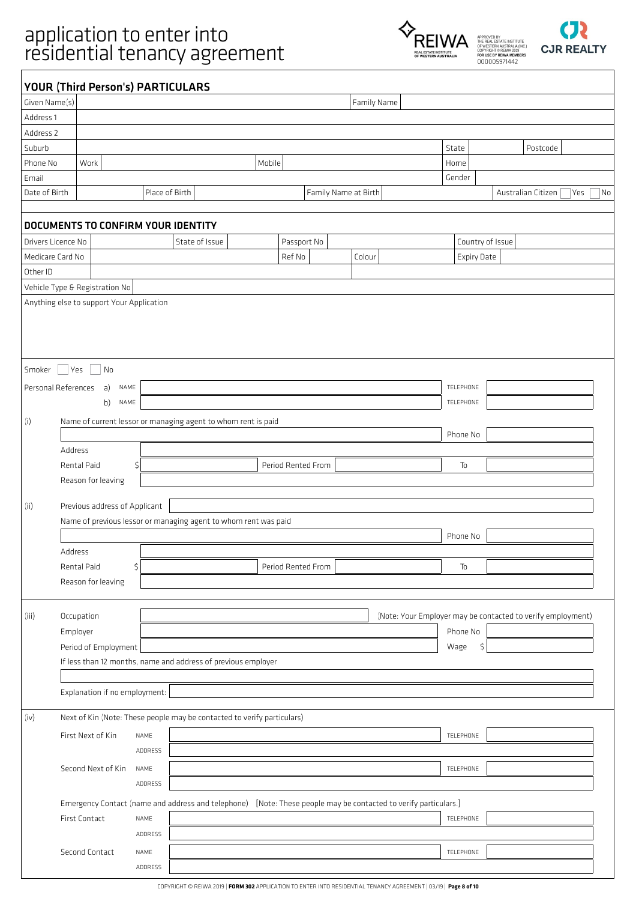# application to enter into residential tenancy agreement

APPROVED BY THE REAL ESTATE INSTITUTE OF WESTERN AUSTRALIA (INC.) COPYRIGHT © REIWA 2019 FOR USE BY REIWA MEMBERS 000005971442

## YOUR (Third Person's) PARTICULARS

| | | | | | | | |
|---|---|---|---|---|---|---|---|
| Given Name(s) | | | Family Name | | | | |
| Address 1 | | | | | | | |
| Address 2 | | | | | | | |
| Suburb | | | | State | | Postcode | |
| Phone No | Work | Mobile | | Home | | | |
| Email | | | | Gender | | | |
| Date of Birth | | Place of Birth | | Family Name at Birth | | Australian Citizen | Yes / No |

## DOCUMENTS TO CONFIRM YOUR IDENTITY

| | | | | | | | |
|---|---|---|---|---|---|---|---|
| Drivers Licence No | | State of Issue | | Passport No | | Country of Issue | |
| Medicare Card No | | Ref No | | Colour | | Expiry Date | |
| Other ID | | | | | | | |
| Vehicle Type & Registration No | | | | | | | |

Anything else to support Your Application

Smoker  Yes  No

Personal References
a) NAME  TELEPHONE
b) NAME  TELEPHONE

(i) Name of current lessor or managing agent to whom rent is paid

Phone No

Address

Rental Paid $  Period Rented From  To

Reason for leaving

(ii) Previous address of Applicant

Name of previous lessor or managing agent to whom rent was paid

Phone No

Address

Rental Paid $  Period Rented From  To

Reason for leaving

(iii) Occupation  (Note: Your Employer may be contacted to verify employment)

Employer  Phone No

Period of Employment  Wage $

If less than 12 months, name and address of previous employer

Explanation if no employment:

(iv) Next of Kin (Note: These people may be contacted to verify particulars)

First Next of Kin  NAME  TELEPHONE
ADDRESS

Second Next of Kin  NAME  TELEPHONE
ADDRESS

Emergency Contact (name and address and telephone) [Note: These people may be contacted to verify particulars.]

First Contact  NAME  TELEPHONE
ADDRESS

Second Contact  NAME  TELEPHONE
ADDRESS

COPYRIGHT © REIWA 2019 | **FORM 302** APPLICATION TO ENTER INTO RESIDENTIAL TENANCY AGREEMENT | 03/19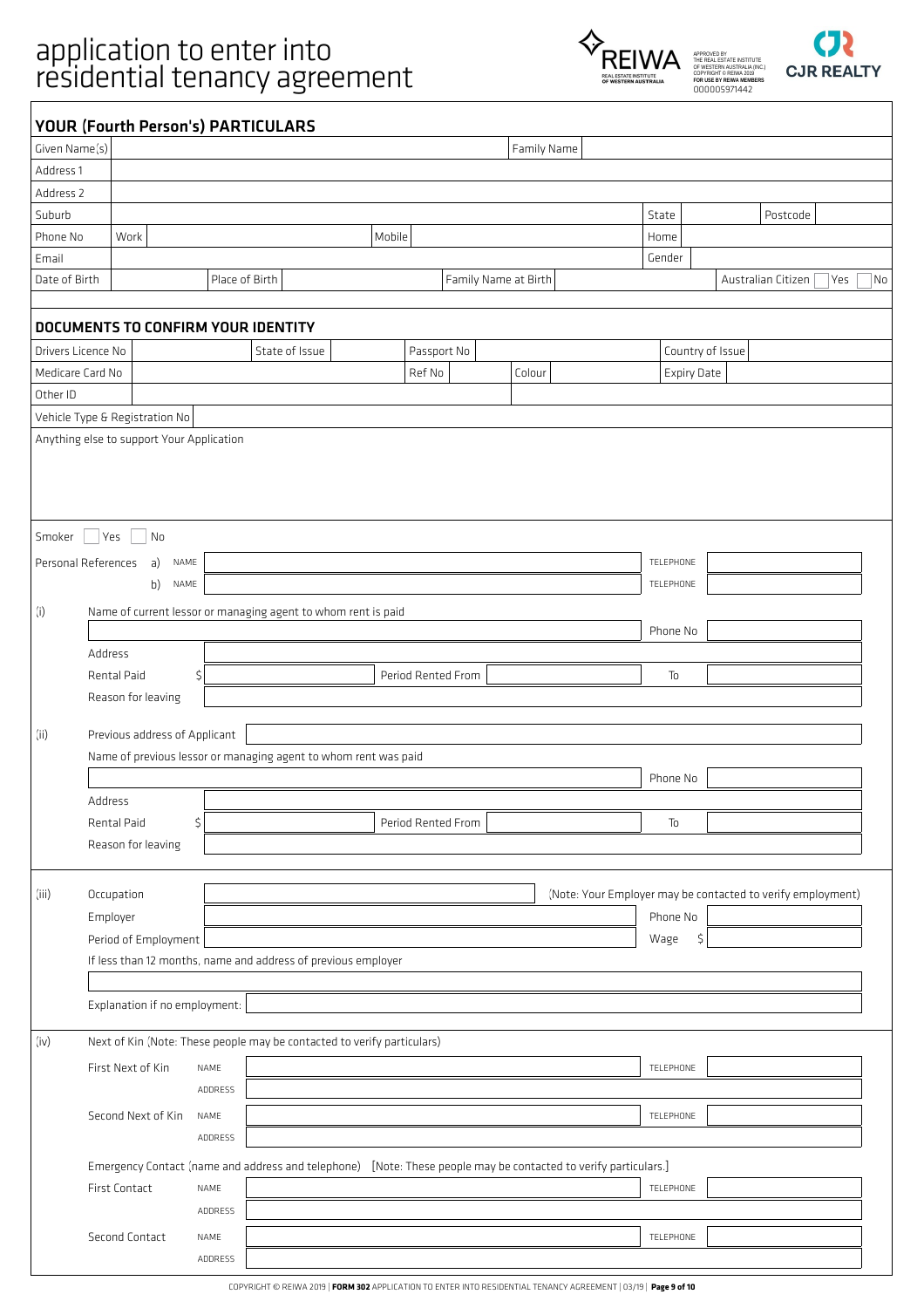# application to enter into residential tenancy agreement

REIWA — REAL ESTATE INSTITUTE OF WESTERN AUSTRALIA

APPROVED BY THE REAL ESTATE INSTITUTE OF WESTERN AUSTRALIA (INC.) COPYRIGHT © REIWA 2019 FOR USE BY REIWA MEMBERS 000005971442

CJR REALTY

## YOUR (Fourth Person's) PARTICULARS

| | | | | | | | | |
|---|---|---|---|---|---|---|---|---|
| Given Name(s) | | | | Family Name | | | | |
| Address 1 | | | | | | | | |
| Address 2 | | | | | | | | |
| Suburb | | | | | | State | | Postcode |
| Phone No | Work | | Mobile | | | Home | | |
| Email | | | | | | Gender | | |
| Date of Birth | | Place of Birth | | Family Name at Birth | | | Australian Citizen | Yes / No |

## DOCUMENTS TO CONFIRM YOUR IDENTITY

| | | | | | | | |
|---|---|---|---|---|---|---|---|
| Drivers Licence No | | State of Issue | | Passport No | | Country of Issue | |
| Medicare Card No | | | | Ref No | Colour | Expiry Date | |
| Other ID | | | | | | | |
| Vehicle Type & Registration No | | | | | | | |

Anything else to support Your Application

Smoker ☐ Yes ☐ No

Personal References a) NAME ______ TELEPHONE ______

b) NAME ______ TELEPHONE ______

(i) Name of current lessor or managing agent to whom rent is paid

______ Phone No ______

Address ______

Rental Paid $ ______ Period Rented From ______ To ______

Reason for leaving ______

(ii) Previous address of Applicant ______

Name of previous lessor or managing agent to whom rent was paid

______ Phone No ______

Address ______

Rental Paid $ ______ Period Rented From ______ To ______

Reason for leaving ______

(iii) Occupation ______ (Note: Your Employer may be contacted to verify employment)

Employer ______ Phone No ______

Period of Employment ______ Wage $ ______

If less than 12 months, name and address of previous employer

______

Explanation if no employment: ______

(iv) Next of Kin (Note: These people may be contacted to verify particulars)

First Next of Kin NAME ______ TELEPHONE ______

ADDRESS ______

Second Next of Kin NAME ______ TELEPHONE ______

ADDRESS ______

Emergency Contact (name and address and telephone) [Note: These people may be contacted to verify particulars.]

First Contact NAME ______ TELEPHONE ______

ADDRESS ______

Second Contact NAME ______ TELEPHONE ______

ADDRESS ______

COPYRIGHT © REIWA 2019 | **FORM 302** APPLICATION TO ENTER INTO RESIDENTIAL TENANCY AGREEMENT | 03/19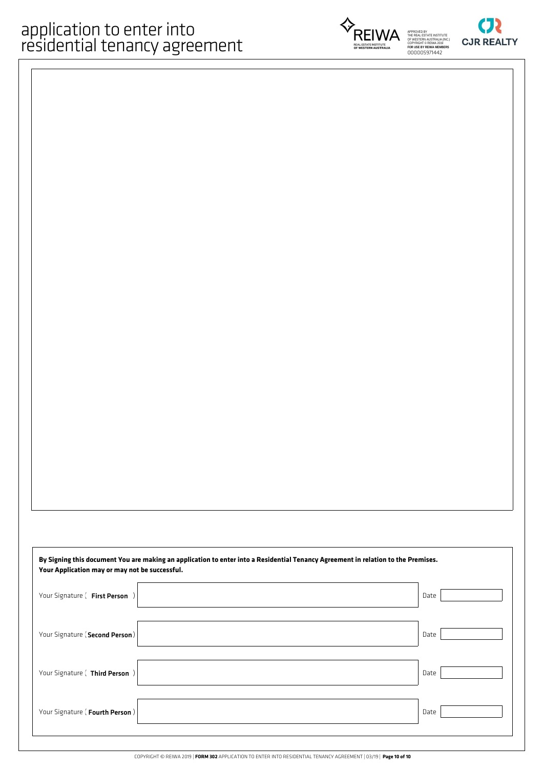# application to enter into residential tenancy agreement

APPROVED BY THE REAL ESTATE INSTITUTE OF WESTERN AUSTRALIA (INC.) COPYRIGHT © REIWA 2019 FOR USE BY REIWA MEMBERS
000005971442

**By Signing this document You are making an application to enter into a Residential Tenancy Agreement in relation to the Premises. Your Application may or may not be successful.**

| | | | |
|---|---|---|---|
| Your Signature ( **First Person** ) | | Date | |
| Your Signature ( **Second Person** ) | | Date | |
| Your Signature ( **Third Person** ) | | Date | |
| Your Signature ( **Fourth Person** ) | | Date | |